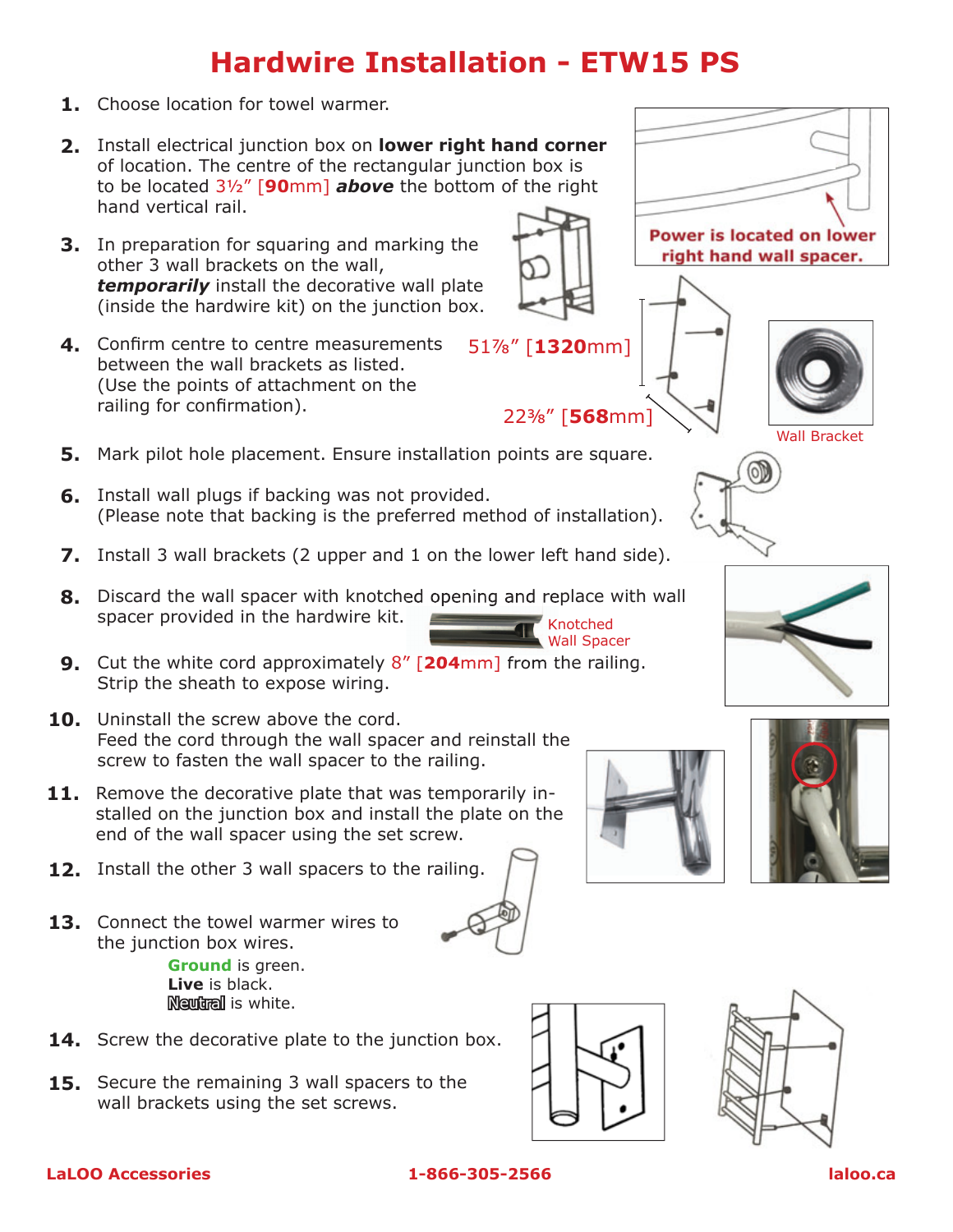# Hardwire Installation - ETW15 PS

1. Choose location for towel warmer.
2. Install electrical junction box on **lower right hand corner** of location. The centre of the rectangular junction box is to be located 3½" [**90**mm] ***above*** the bottom of the right hand vertical rail.
3. In preparation for squaring and marking the other 3 wall brackets on the wall, ***temporarily*** install the decorative wall plate (inside the hardwire kit) on the junction box.
4. Confirm centre to centre measurements between the wall brackets as listed. (Use the points of attachment on the railing for confirmation).
5. Mark pilot hole placement. Ensure installation points are square.
6. Install wall plugs if backing was not provided. (Please note that backing is the preferred method of installation).
7. Install 3 wall brackets (2 upper and 1 on the lower left hand side).
8. Discard the wall spacer with knotched opening and replace with wall spacer provided in the hardwire kit.
9. Cut the white cord approximately 8" [**204**mm] from the railing. Strip the sheath to expose wiring.
10. Uninstall the screw above the cord. Feed the cord through the wall spacer and reinstall the screw to fasten the wall spacer to the railing.
11. Remove the decorative plate that was temporarily installed on the junction box and install the plate on the end of the wall spacer using the set screw.
12. Install the other 3 wall spacers to the railing.
13. Connect the towel warmer wires to the junction box wires.
    - **Ground** is green.
    - **Live** is black.
    - **Neutral** is white.
14. Screw the decorative plate to the junction box.
15. Secure the remaining 3 wall spacers to the wall brackets using the set screws.

**Power is located on lower right hand wall spacer.**

51⅞" [**1320**mm]

22⅜" [**568**mm]

Wall Bracket

Knotched Wall Spacer

**LaLOO Accessories** **1-866-305-2566** **laloo.ca**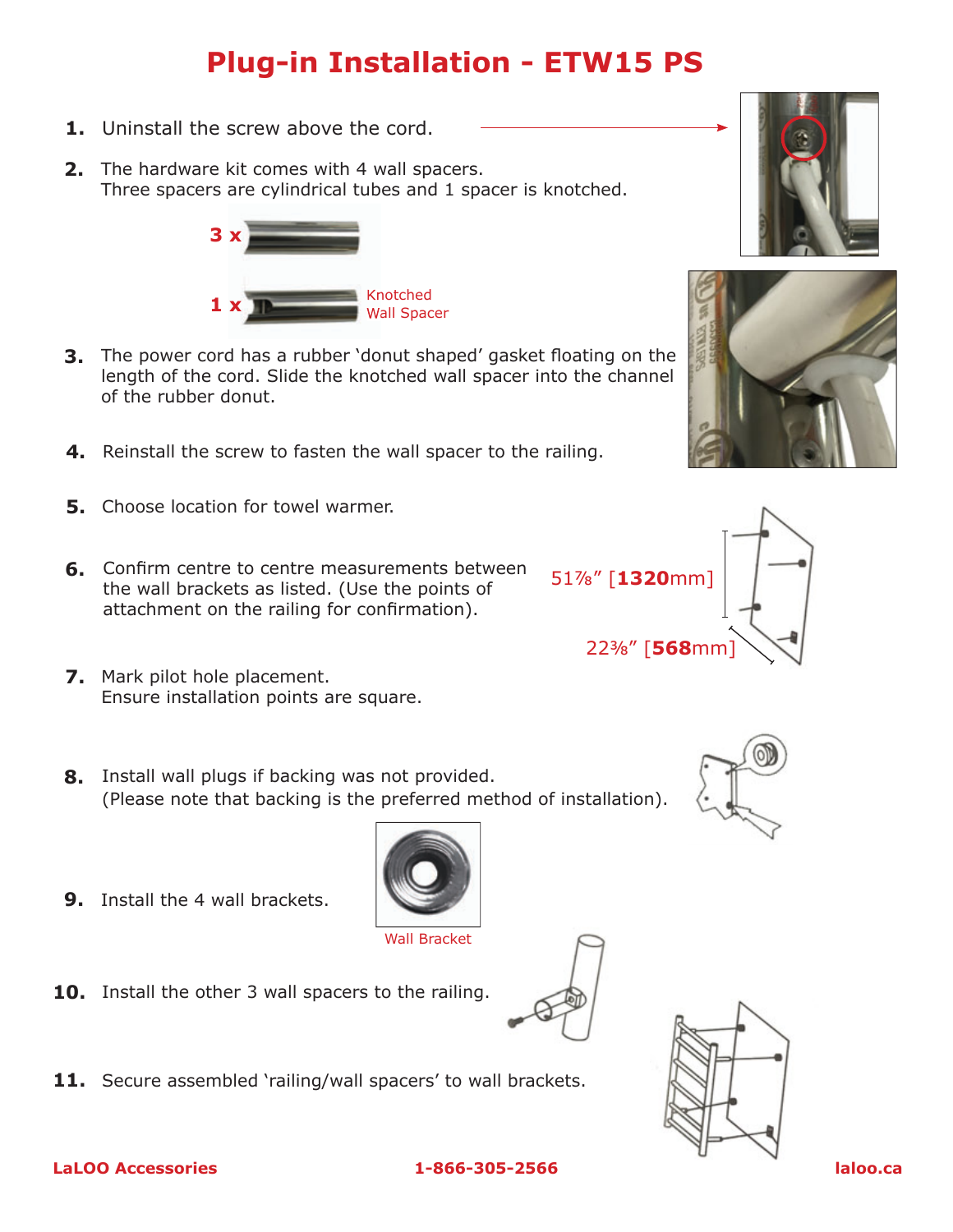# Plug-in Installation - ETW15 PS

1. Uninstall the screw above the cord.
2. The hardware kit comes with 4 wall spacers.
   Three spacers are cylindrical tubes and 1 spacer is knotched.

   3 x

   1 x Knotched Wall Spacer

3. The power cord has a rubber 'donut shaped' gasket floating on the length of the cord. Slide the knotched wall spacer into the channel of the rubber donut.
4. Reinstall the screw to fasten the wall spacer to the railing.
5. Choose location for towel warmer.
6. Confirm centre to centre measurements between the wall brackets as listed. (Use the points of attachment on the railing for confirmation).

   51⅞" [**1320**mm]

   22⅜" [**568**mm]

7. Mark pilot hole placement.
   Ensure installation points are square.
8. Install wall plugs if backing was not provided.
   (Please note that backing is the preferred method of installation).
9. Install the 4 wall brackets.

   Wall Bracket

10. Install the other 3 wall spacers to the railing.
11. Secure assembled 'railing/wall spacers' to wall brackets.

**LaLOO Accessories** **1-866-305-2566** **laloo.ca**